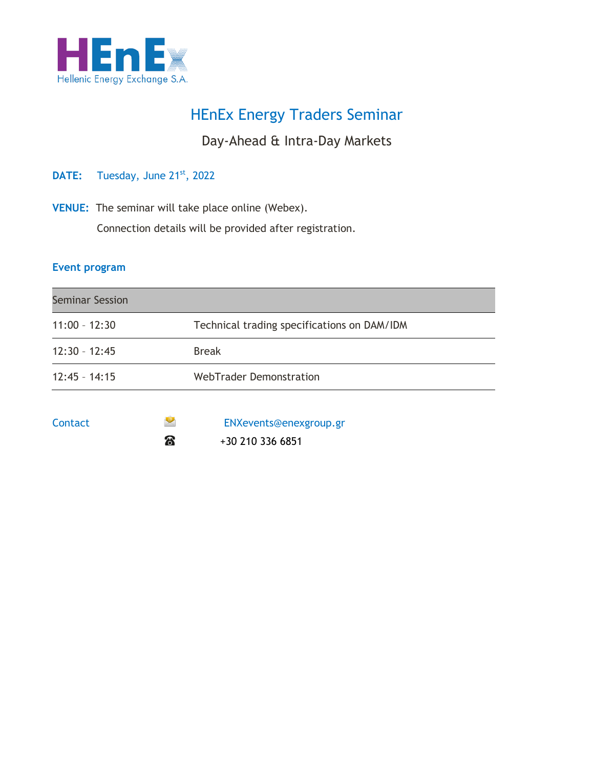HEnEx
Hellenic Energy Exchange S.A.

# HEnEx Energy Traders Seminar

## Day-Ahead & Intra-Day Markets

**DATE:** Tuesday, June 21st, 2022

**VENUE:** The seminar will take place online (Webex).
Connection details will be provided after registration.

### Event program

| Seminar Session | |
|---|---|
| 11:00 – 12:30 | Technical trading specifications on DAM/IDM |
| 12:30 – 12:45 | Break |
| 12:45 – 14:15 | WebTrader Demonstration |

Contact
ENXevents@enexgroup.gr
+30 210 336 6851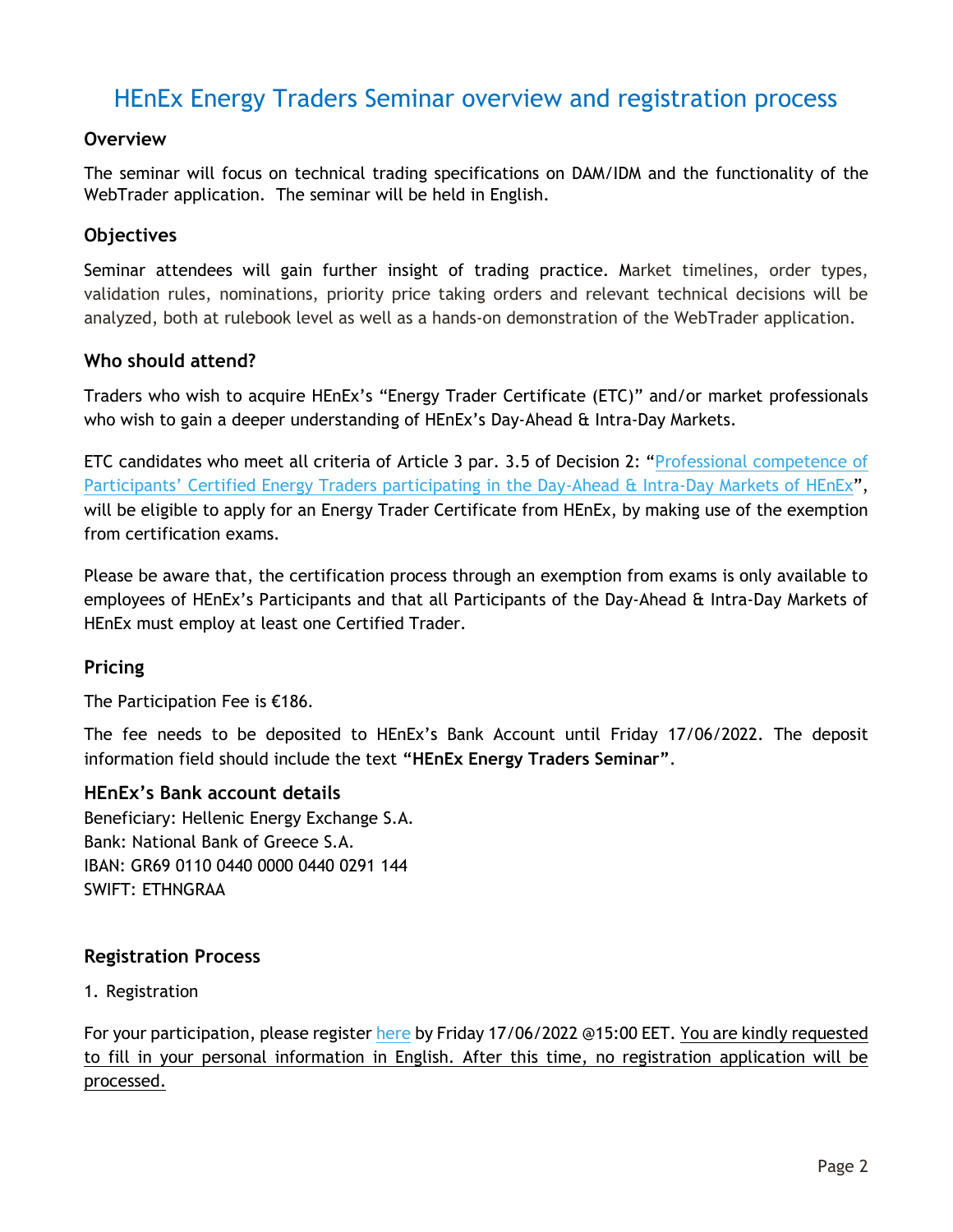# HEnEx Energy Traders Seminar overview and registration process

## Overview

The seminar will focus on technical trading specifications on DAM/IDM and the functionality of the WebTrader application. The seminar will be held in English.

## Objectives

Seminar attendees will gain further insight of trading practice. Market timelines, order types, validation rules, nominations, priority price taking orders and relevant technical decisions will be analyzed, both at rulebook level as well as a hands-on demonstration of the WebTrader application.

## Who should attend?

Traders who wish to acquire HEnEx's "Energy Trader Certificate (ETC)" and/or market professionals who wish to gain a deeper understanding of HEnEx's Day-Ahead & Intra-Day Markets.

ETC candidates who meet all criteria of Article 3 par. 3.5 of Decision 2: "Professional competence of Participants' Certified Energy Traders participating in the Day-Ahead & Intra-Day Markets of HEnEx", will be eligible to apply for an Energy Trader Certificate from HEnEx, by making use of the exemption from certification exams.

Please be aware that, the certification process through an exemption from exams is only available to employees of HEnEx's Participants and that all Participants of the Day-Ahead & Intra-Day Markets of HEnEx must employ at least one Certified Trader.

## Pricing

The Participation Fee is €186.

The fee needs to be deposited to HEnEx's Bank Account until Friday 17/06/2022. The deposit information field should include the text **"HEnEx Energy Traders Seminar"**.

### HEnEx's Bank account details

Beneficiary: Hellenic Energy Exchange S.A.
Bank: National Bank of Greece S.A.
IBAN: GR69 0110 0440 0000 0440 0291 144
SWIFT: ETHNGRAA

## Registration Process

1. Registration

For your participation, please register here by Friday 17/06/2022 @15:00 EET. You are kindly requested to fill in your personal information in English. After this time, no registration application will be processed.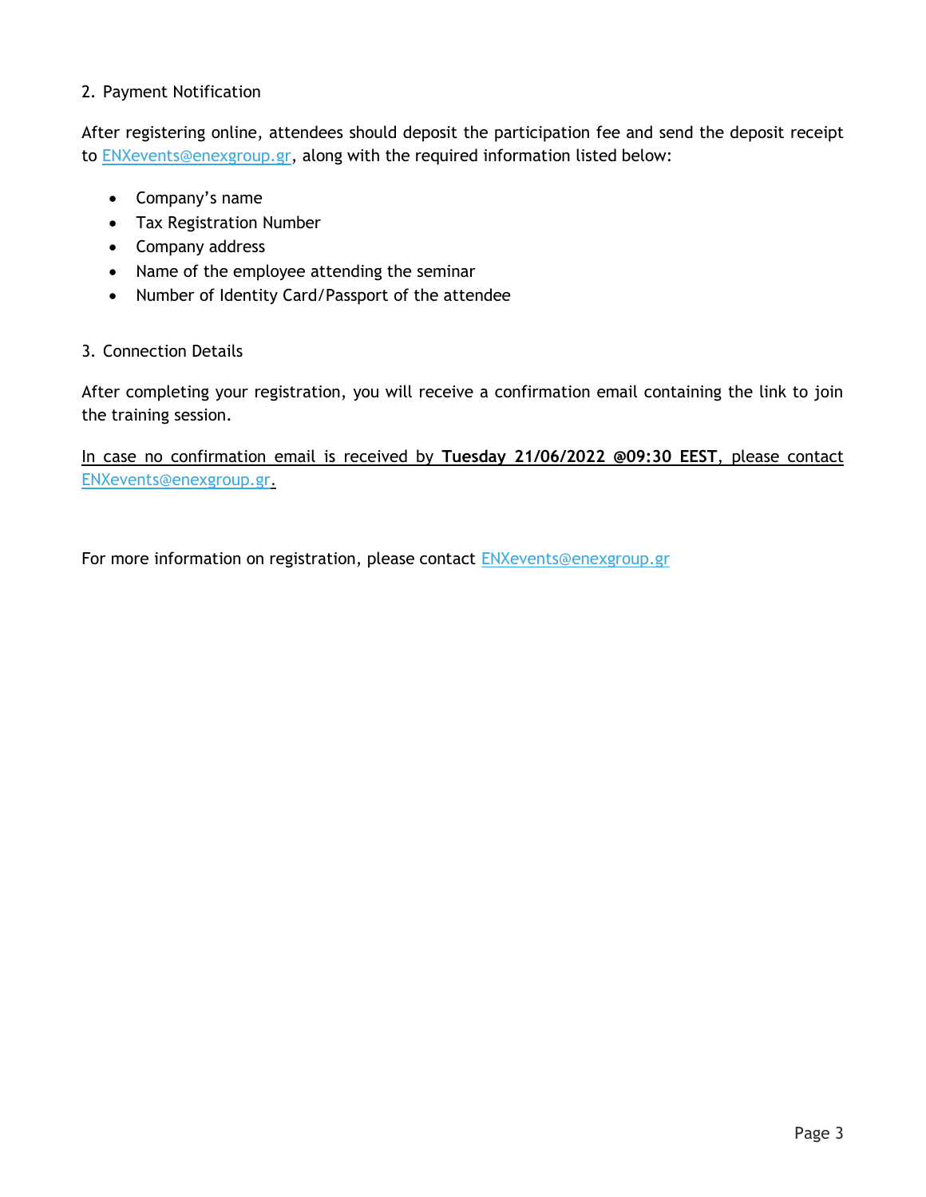2. Payment Notification

After registering online, attendees should deposit the participation fee and send the deposit receipt to ENXevents@enexgroup.gr, along with the required information listed below:

- Company's name
- Tax Registration Number
- Company address
- Name of the employee attending the seminar
- Number of Identity Card/Passport of the attendee

3. Connection Details

After completing your registration, you will receive a confirmation email containing the link to join the training session.

<u>In case no confirmation email is received by **Tuesday 21/06/2022 @09:30 EEST**, please contact ENXevents@enexgroup.gr.</u>

For more information on registration, please contact ENXevents@enexgroup.gr